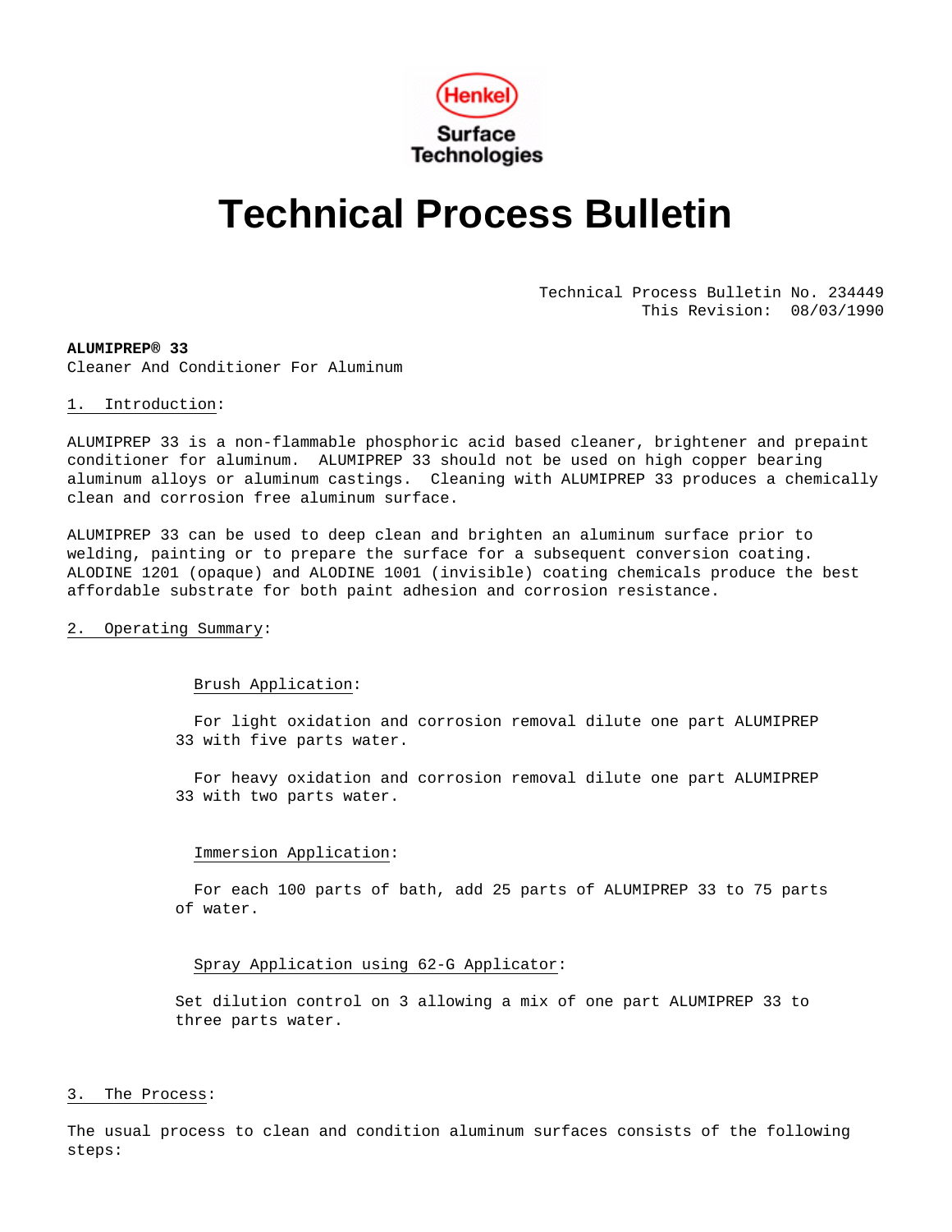Henkel Surface Technologies

# Technical Process Bulletin

Technical Process Bulletin No. 234449
This Revision: 08/03/1990

**ALUMIPREP® 33**
Cleaner And Conditioner For Aluminum

## 1. Introduction:

ALUMIPREP 33 is a non-flammable phosphoric acid based cleaner, brightener and prepaint conditioner for aluminum. ALUMIPREP 33 should not be used on high copper bearing aluminum alloys or aluminum castings. Cleaning with ALUMIPREP 33 produces a chemically clean and corrosion free aluminum surface.

ALUMIPREP 33 can be used to deep clean and brighten an aluminum surface prior to welding, painting or to prepare the surface for a subsequent conversion coating. ALODINE 1201 (opaque) and ALODINE 1001 (invisible) coating chemicals produce the best affordable substrate for both paint adhesion and corrosion resistance.

## 2. Operating Summary:

### Brush Application:

For light oxidation and corrosion removal dilute one part ALUMIPREP 33 with five parts water.

For heavy oxidation and corrosion removal dilute one part ALUMIPREP 33 with two parts water.

### Immersion Application:

For each 100 parts of bath, add 25 parts of ALUMIPREP 33 to 75 parts of water.

### Spray Application using 62-G Applicator:

Set dilution control on 3 allowing a mix of one part ALUMIPREP 33 to three parts water.

## 3. The Process:

The usual process to clean and condition aluminum surfaces consists of the following steps: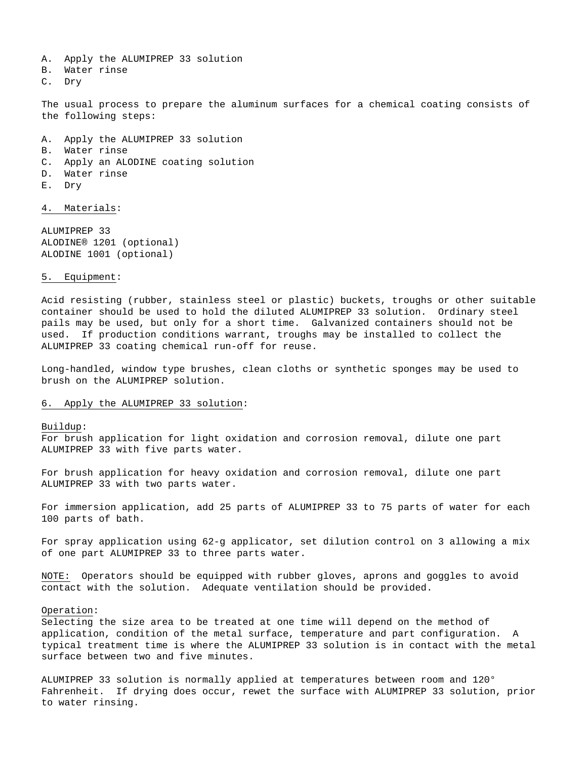A. Apply the ALUMIPREP 33 solution
B. Water rinse
C. Dry

The usual process to prepare the aluminum surfaces for a chemical coating consists of the following steps:

A. Apply the ALUMIPREP 33 solution
B. Water rinse
C. Apply an ALODINE coating solution
D. Water rinse
E. Dry

<u>4. Materials</u>:

ALUMIPREP 33
ALODINE® 1201 (optional)
ALODINE 1001 (optional)

<u>5. Equipment</u>:

Acid resisting (rubber, stainless steel or plastic) buckets, troughs or other suitable container should be used to hold the diluted ALUMIPREP 33 solution. Ordinary steel pails may be used, but only for a short time. Galvanized containers should not be used. If production conditions warrant, troughs may be installed to collect the ALUMIPREP 33 coating chemical run-off for reuse.

Long-handled, window type brushes, clean cloths or synthetic sponges may be used to brush on the ALUMIPREP solution.

<u>6. Apply the ALUMIPREP 33 solution</u>:

<u>Buildup</u>:
For brush application for light oxidation and corrosion removal, dilute one part ALUMIPREP 33 with five parts water.

For brush application for heavy oxidation and corrosion removal, dilute one part ALUMIPREP 33 with two parts water.

For immersion application, add 25 parts of ALUMIPREP 33 to 75 parts of water for each 100 parts of bath.

For spray application using 62-g applicator, set dilution control on 3 allowing a mix of one part ALUMIPREP 33 to three parts water.

<u>NOTE:</u> Operators should be equipped with rubber gloves, aprons and goggles to avoid contact with the solution. Adequate ventilation should be provided.

<u>Operation</u>:
Selecting the size area to be treated at one time will depend on the method of application, condition of the metal surface, temperature and part configuration. A typical treatment time is where the ALUMIPREP 33 solution is in contact with the metal surface between two and five minutes.

ALUMIPREP 33 solution is normally applied at temperatures between room and 120° Fahrenheit. If drying does occur, rewet the surface with ALUMIPREP 33 solution, prior to water rinsing.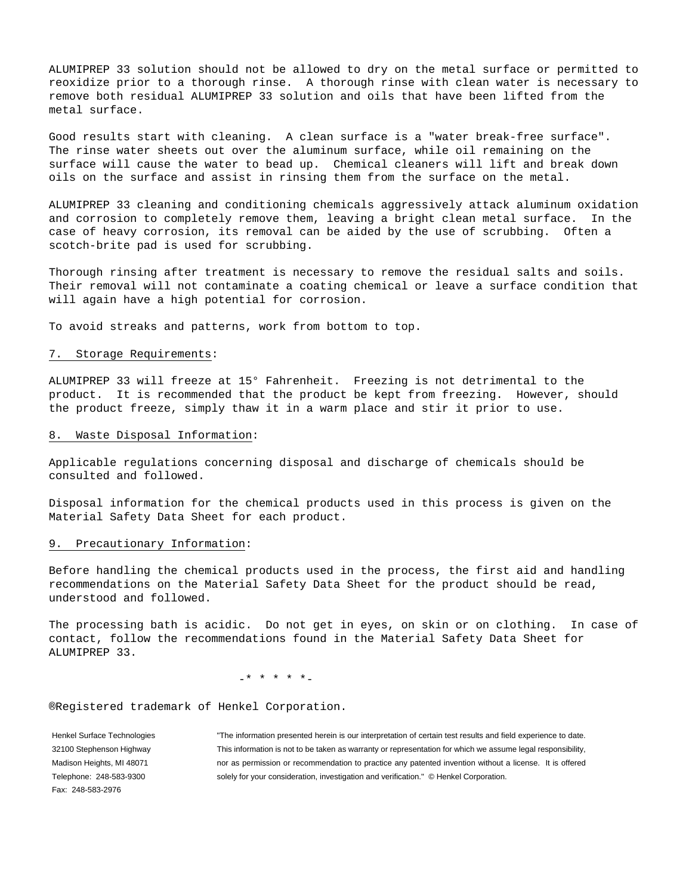ALUMIPREP 33 solution should not be allowed to dry on the metal surface or permitted to reoxidize prior to a thorough rinse. A thorough rinse with clean water is necessary to remove both residual ALUMIPREP 33 solution and oils that have been lifted from the metal surface.

Good results start with cleaning. A clean surface is a "water break-free surface". The rinse water sheets out over the aluminum surface, while oil remaining on the surface will cause the water to bead up. Chemical cleaners will lift and break down oils on the surface and assist in rinsing them from the surface on the metal.

ALUMIPREP 33 cleaning and conditioning chemicals aggressively attack aluminum oxidation and corrosion to completely remove them, leaving a bright clean metal surface. In the case of heavy corrosion, its removal can be aided by the use of scrubbing. Often a scotch-brite pad is used for scrubbing.

Thorough rinsing after treatment is necessary to remove the residual salts and soils. Their removal will not contaminate a coating chemical or leave a surface condition that will again have a high potential for corrosion.

To avoid streaks and patterns, work from bottom to top.

## 7. Storage Requirements:

ALUMIPREP 33 will freeze at 15° Fahrenheit. Freezing is not detrimental to the product. It is recommended that the product be kept from freezing. However, should the product freeze, simply thaw it in a warm place and stir it prior to use.

## 8. Waste Disposal Information:

Applicable regulations concerning disposal and discharge of chemicals should be consulted and followed.

Disposal information for the chemical products used in this process is given on the Material Safety Data Sheet for each product.

## 9. Precautionary Information:

Before handling the chemical products used in the process, the first aid and handling recommendations on the Material Safety Data Sheet for the product should be read, understood and followed.

The processing bath is acidic. Do not get in eyes, on skin or on clothing. In case of contact, follow the recommendations found in the Material Safety Data Sheet for ALUMIPREP 33.

-* * * * *-

®Registered trademark of Henkel Corporation.

Henkel Surface Technologies
32100 Stephenson Highway
Madison Heights, MI 48071
Telephone: 248-583-9300
Fax: 248-583-2976

"The information presented herein is our interpretation of certain test results and field experience to date. This information is not to be taken as warranty or representation for which we assume legal responsibility, nor as permission or recommendation to practice any patented invention without a license. It is offered solely for your consideration, investigation and verification." © Henkel Corporation.